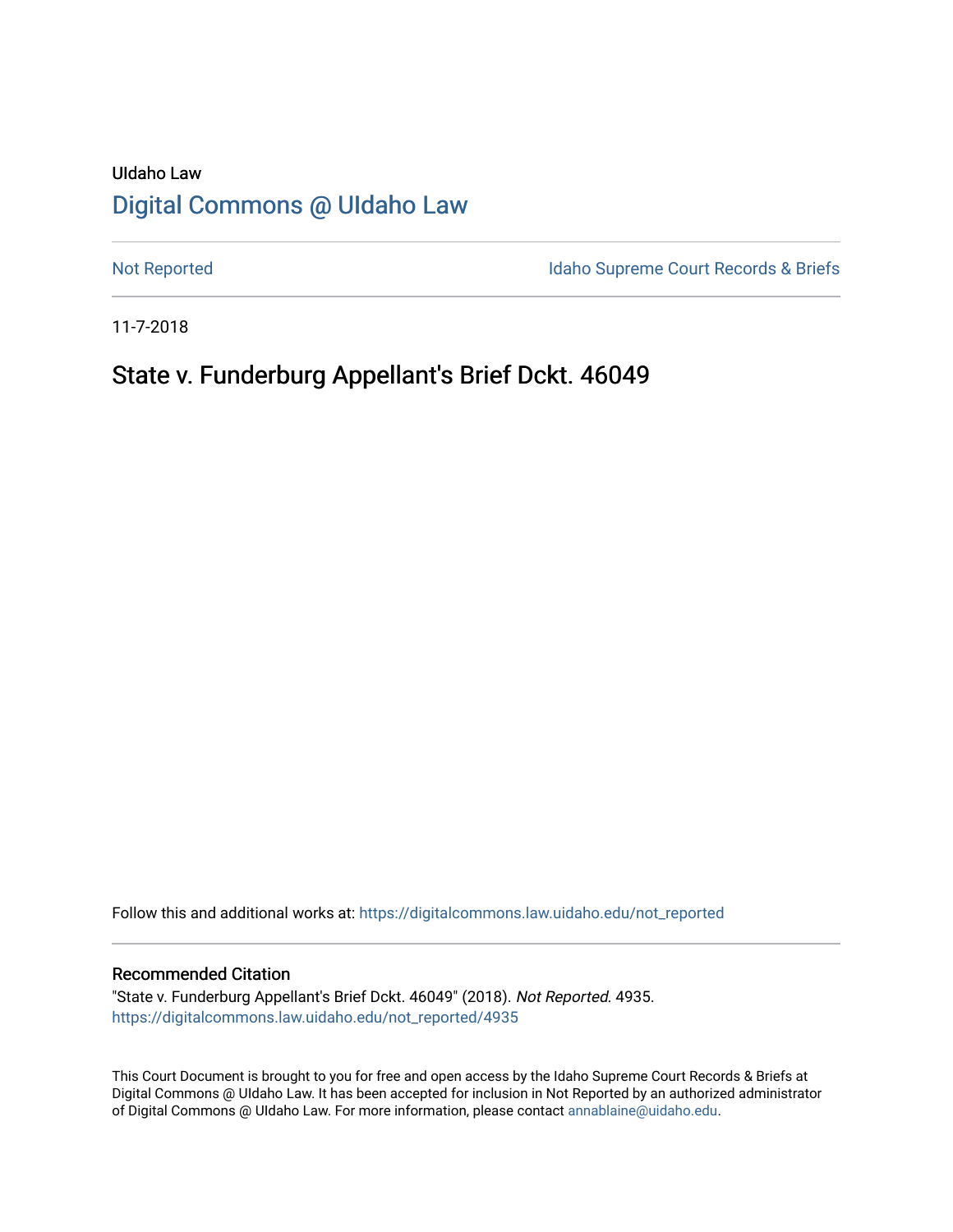UIdaho Law

# Digital Commons @ UIdaho Law

Not Reported

Idaho Supreme Court Records & Briefs

11-7-2018

## State v. Funderburg Appellant's Brief Dckt. 46049

Follow this and additional works at: https://digitalcommons.law.uidaho.edu/not_reported

### Recommended Citation

"State v. Funderburg Appellant's Brief Dckt. 46049" (2018). *Not Reported.* 4935.
https://digitalcommons.law.uidaho.edu/not_reported/4935

This Court Document is brought to you for free and open access by the Idaho Supreme Court Records & Briefs at Digital Commons @ UIdaho Law. It has been accepted for inclusion in Not Reported by an authorized administrator of Digital Commons @ UIdaho Law. For more information, please contact annablaine@uidaho.edu.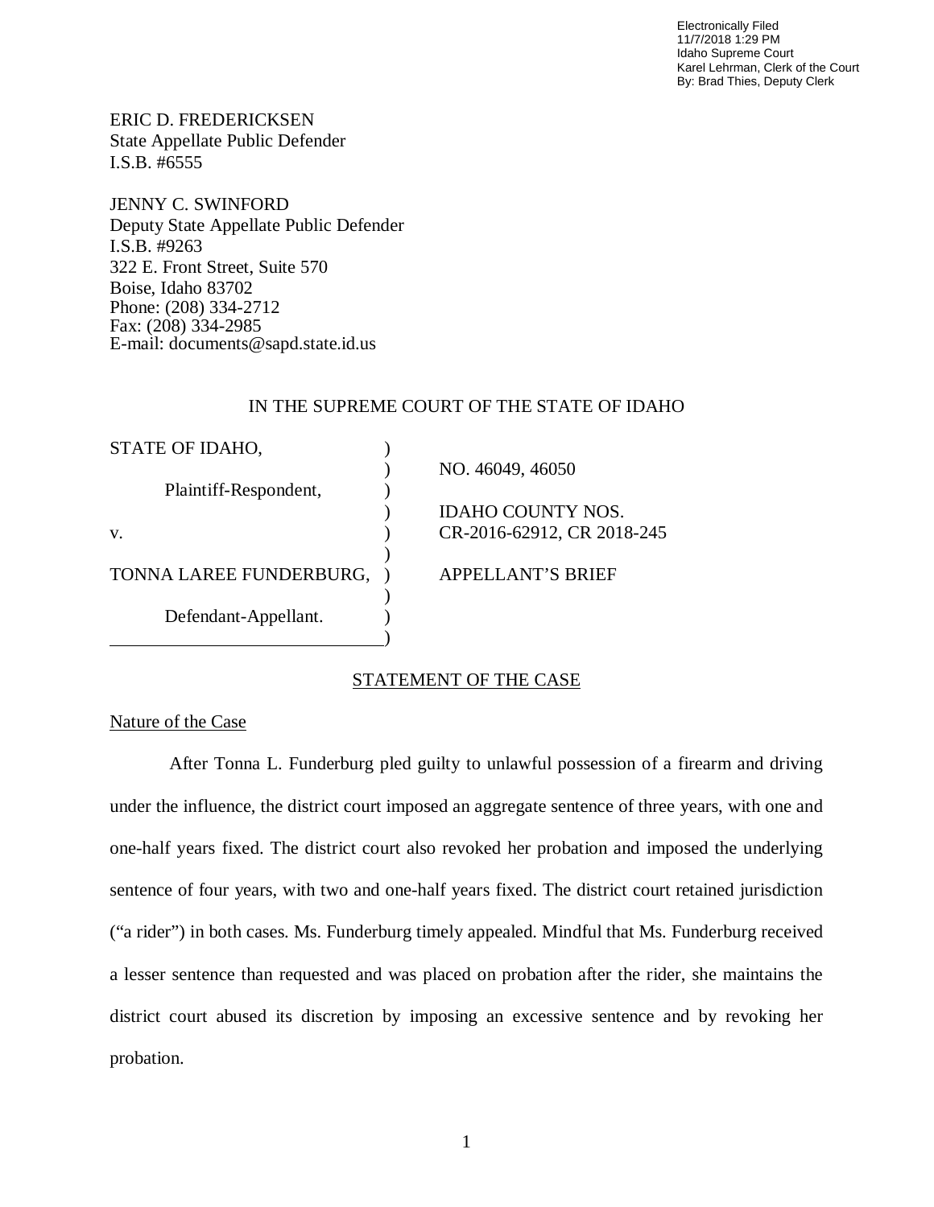Electronically Filed
11/7/2018 1:29 PM
Idaho Supreme Court
Karel Lehrman, Clerk of the Court
By: Brad Thies, Deputy Clerk

ERIC D. FREDERICKSEN
State Appellate Public Defender
I.S.B. #6555

JENNY C. SWINFORD
Deputy State Appellate Public Defender
I.S.B. #9263
322 E. Front Street, Suite 570
Boise, Idaho 83702
Phone: (208) 334-2712
Fax: (208) 334-2985
E-mail: documents@sapd.state.id.us

IN THE SUPREME COURT OF THE STATE OF IDAHO

| | | |
|---|---|---|
| STATE OF IDAHO, | ) | |
| | ) | NO. 46049, 46050 |
| Plaintiff-Respondent, | ) | |
| | ) | IDAHO COUNTY NOS. |
| v. | ) | CR-2016-62912, CR 2018-245 |
| | ) | |
| TONNA LAREE FUNDERBURG, | ) | APPELLANT'S BRIEF |
| | ) | |
| Defendant-Appellant. | ) | |
| | ) | |

## STATEMENT OF THE CASE

### Nature of the Case

After Tonna L. Funderburg pled guilty to unlawful possession of a firearm and driving under the influence, the district court imposed an aggregate sentence of three years, with one and one-half years fixed. The district court also revoked her probation and imposed the underlying sentence of four years, with two and one-half years fixed. The district court retained jurisdiction ("a rider") in both cases. Ms. Funderburg timely appealed. Mindful that Ms. Funderburg received a lesser sentence than requested and was placed on probation after the rider, she maintains the district court abused its discretion by imposing an excessive sentence and by revoking her probation.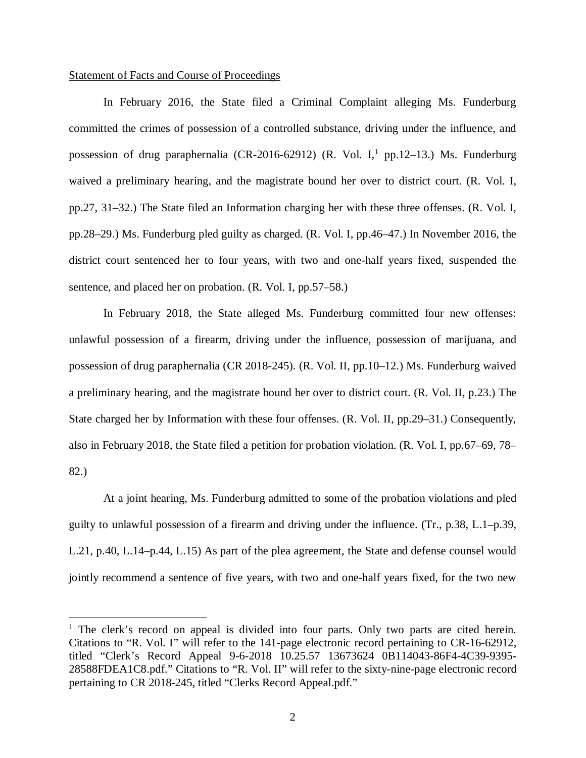Statement of Facts and Course of Proceedings

In February 2016, the State filed a Criminal Complaint alleging Ms. Funderburg committed the crimes of possession of a controlled substance, driving under the influence, and possession of drug paraphernalia (CR-2016-62912) (R. Vol. I,[1] pp.12–13.) Ms. Funderburg waived a preliminary hearing, and the magistrate bound her over to district court. (R. Vol. I, pp.27, 31–32.) The State filed an Information charging her with these three offenses. (R. Vol. I, pp.28–29.) Ms. Funderburg pled guilty as charged. (R. Vol. I, pp.46–47.) In November 2016, the district court sentenced her to four years, with two and one-half years fixed, suspended the sentence, and placed her on probation. (R. Vol. I, pp.57–58.)

In February 2018, the State alleged Ms. Funderburg committed four new offenses: unlawful possession of a firearm, driving under the influence, possession of marijuana, and possession of drug paraphernalia (CR 2018-245). (R. Vol. II, pp.10–12.) Ms. Funderburg waived a preliminary hearing, and the magistrate bound her over to district court. (R. Vol. II, p.23.) The State charged her by Information with these four offenses. (R. Vol. II, pp.29–31.) Consequently, also in February 2018, the State filed a petition for probation violation. (R. Vol. I, pp.67–69, 78–82.)

At a joint hearing, Ms. Funderburg admitted to some of the probation violations and pled guilty to unlawful possession of a firearm and driving under the influence. (Tr., p.38, L.1–p.39, L.21, p.40, L.14–p.44, L.15) As part of the plea agreement, the State and defense counsel would jointly recommend a sentence of five years, with two and one-half years fixed, for the two new

[1] The clerk's record on appeal is divided into four parts. Only two parts are cited herein. Citations to "R. Vol. I" will refer to the 141-page electronic record pertaining to CR-16-62912, titled "Clerk's Record Appeal 9-6-2018 10.25.57 13673624 0B114043-86F4-4C39-9395-28588FDEA1C8.pdf." Citations to "R. Vol. II" will refer to the sixty-nine-page electronic record pertaining to CR 2018-245, titled "Clerks Record Appeal.pdf."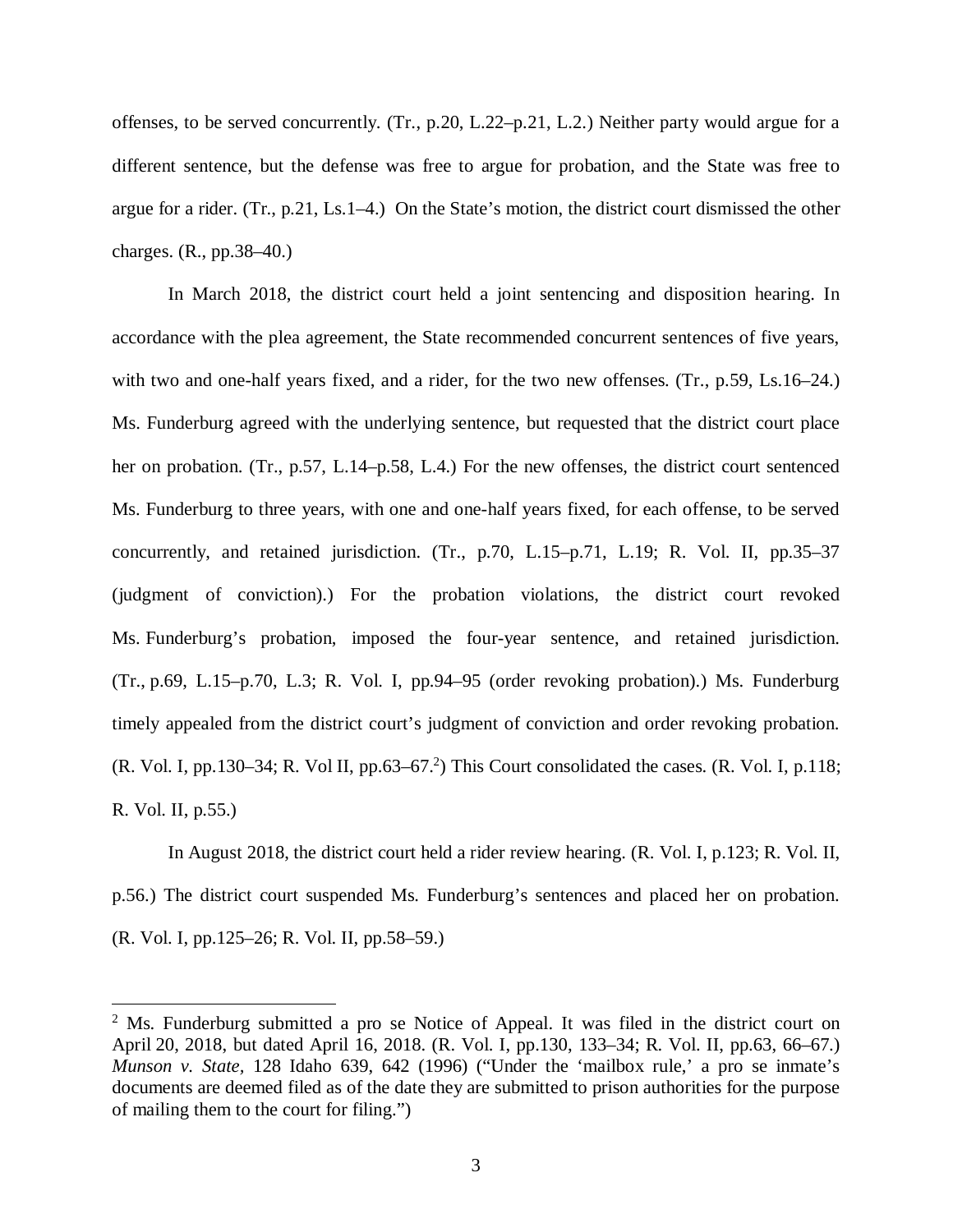offenses, to be served concurrently. (Tr., p.20, L.22–p.21, L.2.) Neither party would argue for a different sentence, but the defense was free to argue for probation, and the State was free to argue for a rider. (Tr., p.21, Ls.1–4.) On the State's motion, the district court dismissed the other charges. (R., pp.38–40.)

In March 2018, the district court held a joint sentencing and disposition hearing. In accordance with the plea agreement, the State recommended concurrent sentences of five years, with two and one-half years fixed, and a rider, for the two new offenses. (Tr., p.59, Ls.16–24.) Ms. Funderburg agreed with the underlying sentence, but requested that the district court place her on probation. (Tr., p.57, L.14–p.58, L.4.) For the new offenses, the district court sentenced Ms. Funderburg to three years, with one and one-half years fixed, for each offense, to be served concurrently, and retained jurisdiction. (Tr., p.70, L.15–p.71, L.19; R. Vol. II, pp.35–37 (judgment of conviction).) For the probation violations, the district court revoked Ms. Funderburg's probation, imposed the four-year sentence, and retained jurisdiction. (Tr., p.69, L.15–p.70, L.3; R. Vol. I, pp.94–95 (order revoking probation).) Ms. Funderburg timely appealed from the district court's judgment of conviction and order revoking probation. (R. Vol. I, pp.130–34; R. Vol II, pp.63–67.[2]) This Court consolidated the cases. (R. Vol. I, p.118; R. Vol. II, p.55.)

In August 2018, the district court held a rider review hearing. (R. Vol. I, p.123; R. Vol. II, p.56.) The district court suspended Ms. Funderburg's sentences and placed her on probation. (R. Vol. I, pp.125–26; R. Vol. II, pp.58–59.)

---

[2] Ms. Funderburg submitted a pro se Notice of Appeal. It was filed in the district court on April 20, 2018, but dated April 16, 2018. (R. Vol. I, pp.130, 133–34; R. Vol. II, pp.63, 66–67.) *Munson v. State*, 128 Idaho 639, 642 (1996) ("Under the 'mailbox rule,' a pro se inmate's documents are deemed filed as of the date they are submitted to prison authorities for the purpose of mailing them to the court for filing.")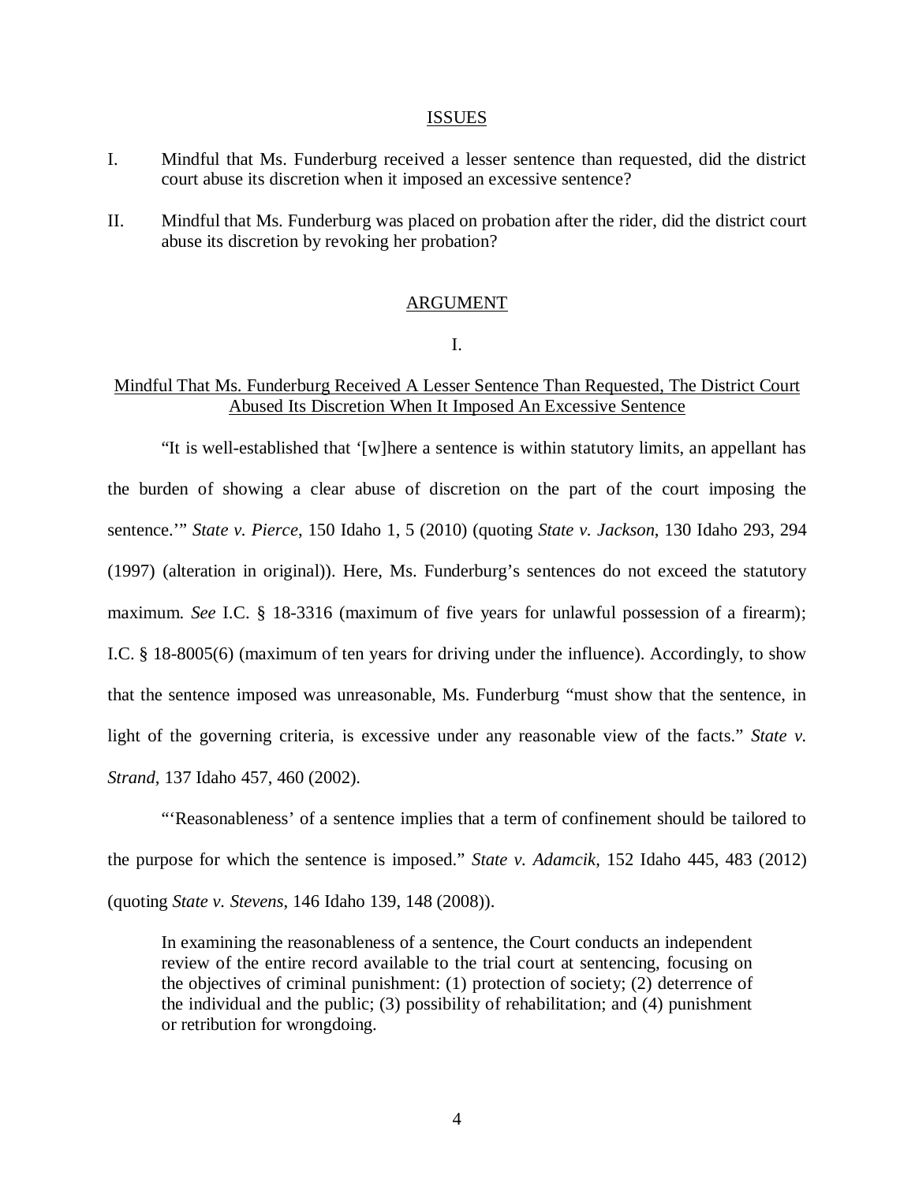## ISSUES

I. Mindful that Ms. Funderburg received a lesser sentence than requested, did the district court abuse its discretion when it imposed an excessive sentence?

II. Mindful that Ms. Funderburg was placed on probation after the rider, did the district court abuse its discretion by revoking her probation?

## ARGUMENT

### I.

### Mindful That Ms. Funderburg Received A Lesser Sentence Than Requested, The District Court Abused Its Discretion When It Imposed An Excessive Sentence

"It is well-established that '[w]here a sentence is within statutory limits, an appellant has the burden of showing a clear abuse of discretion on the part of the court imposing the sentence.'" *State v. Pierce*, 150 Idaho 1, 5 (2010) (quoting *State v. Jackson*, 130 Idaho 293, 294 (1997) (alteration in original)). Here, Ms. Funderburg's sentences do not exceed the statutory maximum. *See* I.C. § 18-3316 (maximum of five years for unlawful possession of a firearm); I.C. § 18-8005(6) (maximum of ten years for driving under the influence). Accordingly, to show that the sentence imposed was unreasonable, Ms. Funderburg "must show that the sentence, in light of the governing criteria, is excessive under any reasonable view of the facts." *State v. Strand*, 137 Idaho 457, 460 (2002).

"'Reasonableness' of a sentence implies that a term of confinement should be tailored to the purpose for which the sentence is imposed." *State v. Adamcik*, 152 Idaho 445, 483 (2012) (quoting *State v. Stevens*, 146 Idaho 139, 148 (2008)).

> In examining the reasonableness of a sentence, the Court conducts an independent review of the entire record available to the trial court at sentencing, focusing on the objectives of criminal punishment: (1) protection of society; (2) deterrence of the individual and the public; (3) possibility of rehabilitation; and (4) punishment or retribution for wrongdoing.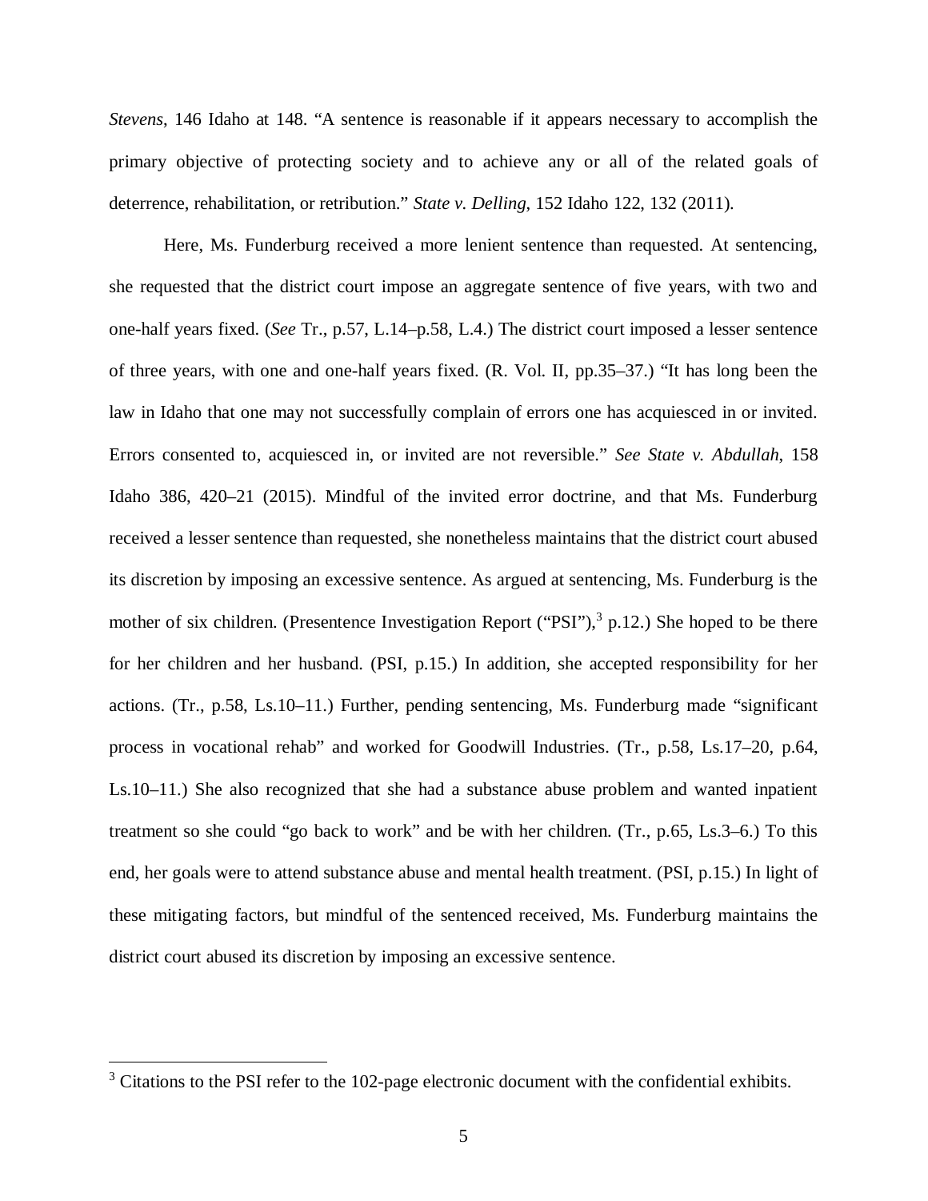*Stevens*, 146 Idaho at 148. "A sentence is reasonable if it appears necessary to accomplish the primary objective of protecting society and to achieve any or all of the related goals of deterrence, rehabilitation, or retribution." *State v. Delling*, 152 Idaho 122, 132 (2011).

Here, Ms. Funderburg received a more lenient sentence than requested. At sentencing, she requested that the district court impose an aggregate sentence of five years, with two and one-half years fixed. (*See* Tr., p.57, L.14–p.58, L.4.) The district court imposed a lesser sentence of three years, with one and one-half years fixed. (R. Vol. II, pp.35–37.) "It has long been the law in Idaho that one may not successfully complain of errors one has acquiesced in or invited. Errors consented to, acquiesced in, or invited are not reversible." *See State v. Abdullah*, 158 Idaho 386, 420–21 (2015). Mindful of the invited error doctrine, and that Ms. Funderburg received a lesser sentence than requested, she nonetheless maintains that the district court abused its discretion by imposing an excessive sentence. As argued at sentencing, Ms. Funderburg is the mother of six children. (Presentence Investigation Report ("PSI"),[3] p.12.) She hoped to be there for her children and her husband. (PSI, p.15.) In addition, she accepted responsibility for her actions. (Tr., p.58, Ls.10–11.) Further, pending sentencing, Ms. Funderburg made "significant process in vocational rehab" and worked for Goodwill Industries. (Tr., p.58, Ls.17–20, p.64, Ls.10–11.) She also recognized that she had a substance abuse problem and wanted inpatient treatment so she could "go back to work" and be with her children. (Tr., p.65, Ls.3–6.) To this end, her goals were to attend substance abuse and mental health treatment. (PSI, p.15.) In light of these mitigating factors, but mindful of the sentenced received, Ms. Funderburg maintains the district court abused its discretion by imposing an excessive sentence.

---

[3] Citations to the PSI refer to the 102-page electronic document with the confidential exhibits.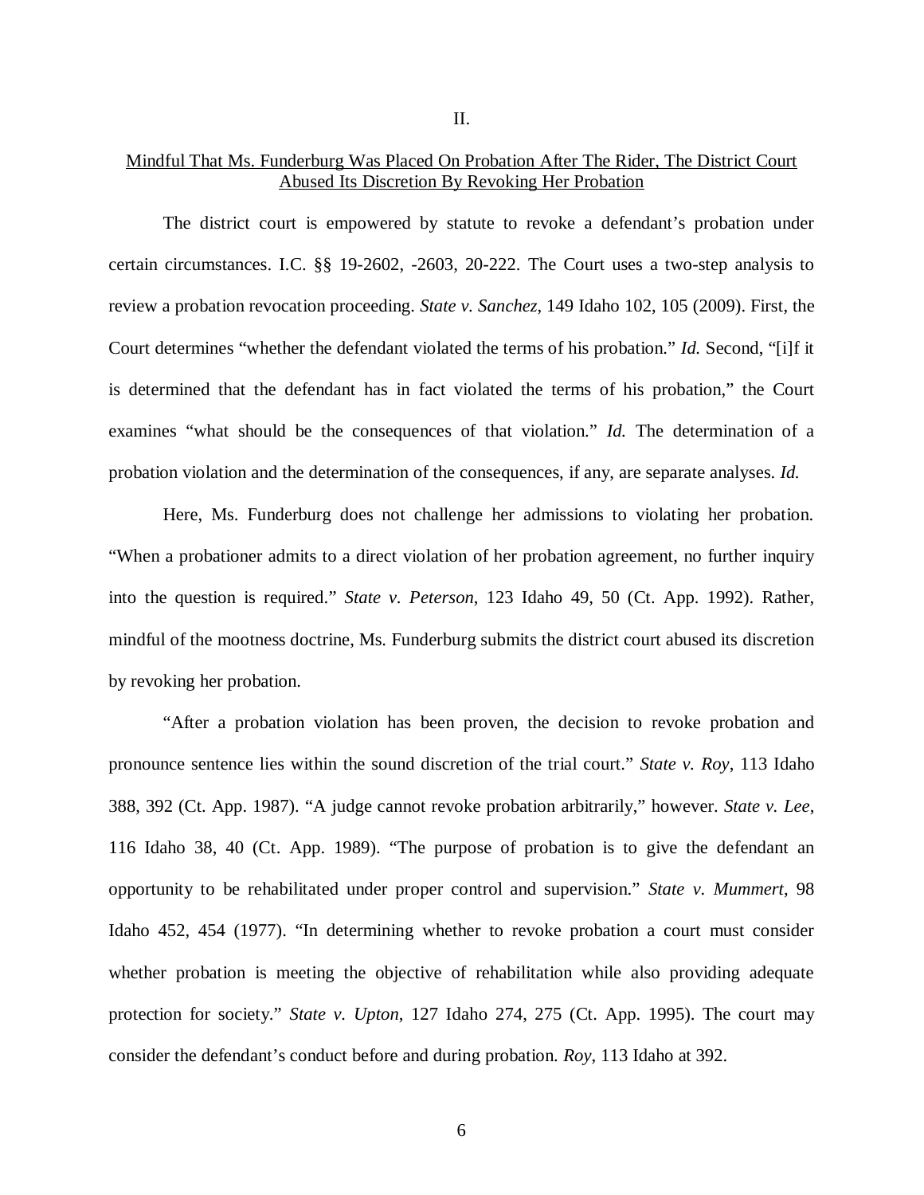## II.

## Mindful That Ms. Funderburg Was Placed On Probation After The Rider, The District Court Abused Its Discretion By Revoking Her Probation

The district court is empowered by statute to revoke a defendant's probation under certain circumstances. I.C. §§ 19-2602, -2603, 20-222. The Court uses a two-step analysis to review a probation revocation proceeding. *State v. Sanchez*, 149 Idaho 102, 105 (2009). First, the Court determines "whether the defendant violated the terms of his probation." *Id.* Second, "[i]f it is determined that the defendant has in fact violated the terms of his probation," the Court examines "what should be the consequences of that violation." *Id.* The determination of a probation violation and the determination of the consequences, if any, are separate analyses. *Id.*

Here, Ms. Funderburg does not challenge her admissions to violating her probation. "When a probationer admits to a direct violation of her probation agreement, no further inquiry into the question is required." *State v. Peterson*, 123 Idaho 49, 50 (Ct. App. 1992). Rather, mindful of the mootness doctrine, Ms. Funderburg submits the district court abused its discretion by revoking her probation.

"After a probation violation has been proven, the decision to revoke probation and pronounce sentence lies within the sound discretion of the trial court." *State v. Roy*, 113 Idaho 388, 392 (Ct. App. 1987). "A judge cannot revoke probation arbitrarily," however. *State v. Lee*, 116 Idaho 38, 40 (Ct. App. 1989). "The purpose of probation is to give the defendant an opportunity to be rehabilitated under proper control and supervision." *State v. Mummert*, 98 Idaho 452, 454 (1977). "In determining whether to revoke probation a court must consider whether probation is meeting the objective of rehabilitation while also providing adequate protection for society." *State v. Upton*, 127 Idaho 274, 275 (Ct. App. 1995). The court may consider the defendant's conduct before and during probation. *Roy*, 113 Idaho at 392.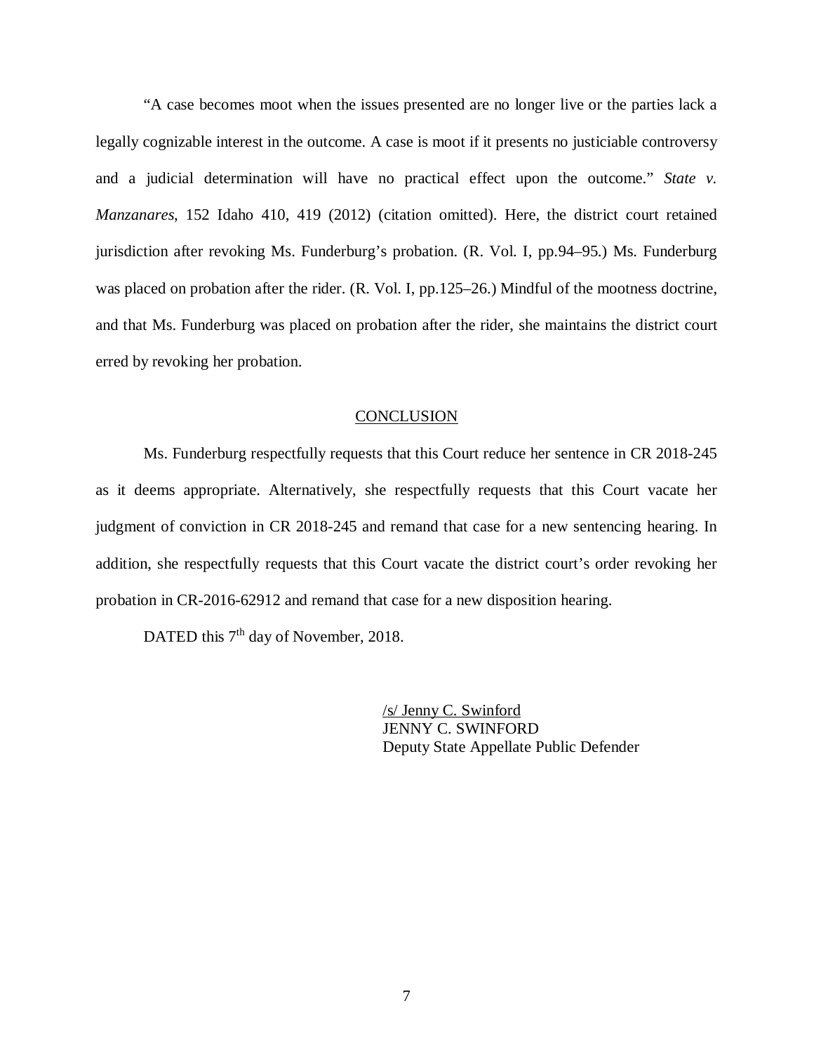"A case becomes moot when the issues presented are no longer live or the parties lack a legally cognizable interest in the outcome. A case is moot if it presents no justiciable controversy and a judicial determination will have no practical effect upon the outcome." *State v. Manzanares*, 152 Idaho 410, 419 (2012) (citation omitted). Here, the district court retained jurisdiction after revoking Ms. Funderburg's probation. (R. Vol. I, pp.94–95.) Ms. Funderburg was placed on probation after the rider. (R. Vol. I, pp.125–26.) Mindful of the mootness doctrine, and that Ms. Funderburg was placed on probation after the rider, she maintains the district court erred by revoking her probation.

## CONCLUSION

Ms. Funderburg respectfully requests that this Court reduce her sentence in CR 2018-245 as it deems appropriate. Alternatively, she respectfully requests that this Court vacate her judgment of conviction in CR 2018-245 and remand that case for a new sentencing hearing. In addition, she respectfully requests that this Court vacate the district court's order revoking her probation in CR-2016-62912 and remand that case for a new disposition hearing.

DATED this 7th day of November, 2018.

/s/ Jenny C. Swinford
JENNY C. SWINFORD
Deputy State Appellate Public Defender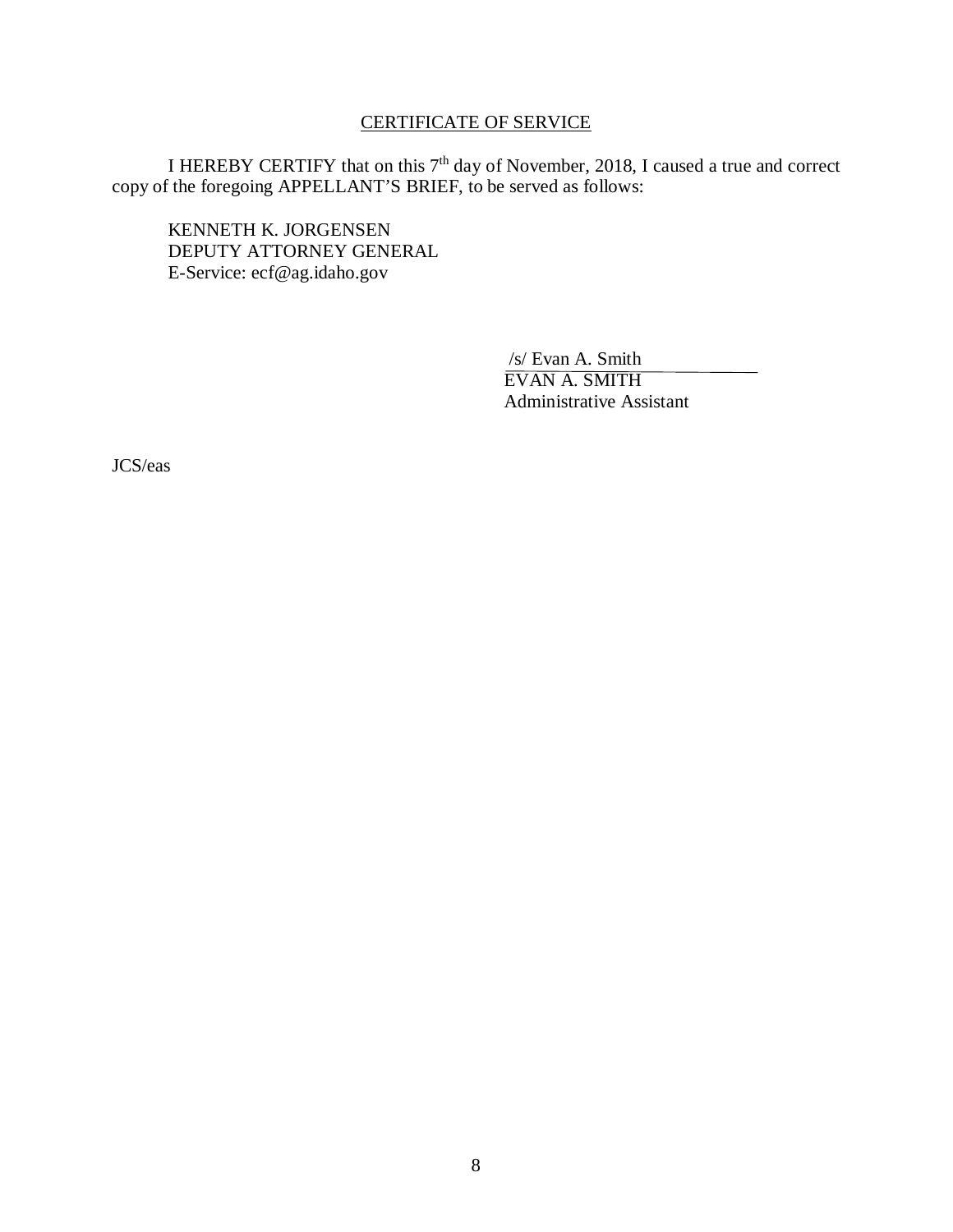## CERTIFICATE OF SERVICE

I HEREBY CERTIFY that on this 7th day of November, 2018, I caused a true and correct copy of the foregoing APPELLANT'S BRIEF, to be served as follows:

KENNETH K. JORGENSEN
DEPUTY ATTORNEY GENERAL
E-Service: ecf@ag.idaho.gov

/s/ Evan A. Smith
EVAN A. SMITH
Administrative Assistant

JCS/eas